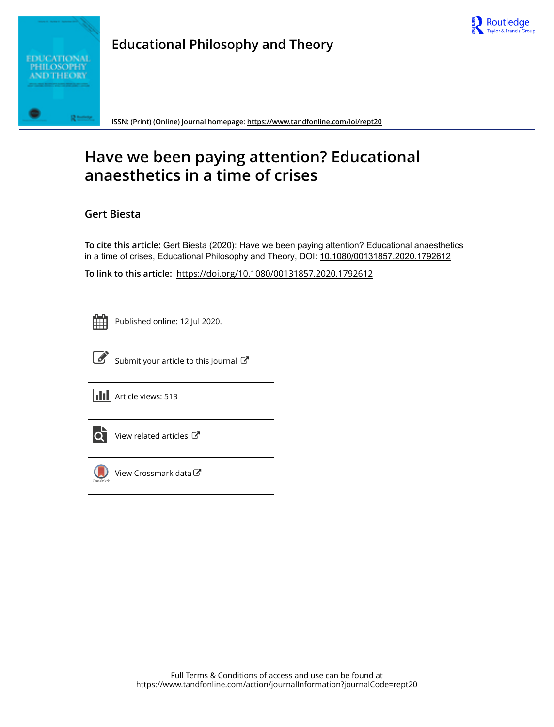Educational Philosophy and Theory

ISSN: (Print) (Online) Journal homepage: https://www.tandfonline.com/loi/rept20

# Have we been paying attention? Educational anaesthetics in a time of crises

**Gert Biesta**

**To cite this article:** Gert Biesta (2020): Have we been paying attention? Educational anaesthetics in a time of crises, Educational Philosophy and Theory, DOI: 10.1080/00131857.2020.1792612

**To link to this article:** https://doi.org/10.1080/00131857.2020.1792612

Published online: 12 Jul 2020.

Submit your article to this journal

Article views: 513

View related articles

View Crossmark data

Full Terms & Conditions of access and use can be found at
https://www.tandfonline.com/action/journalInformation?journalCode=rept20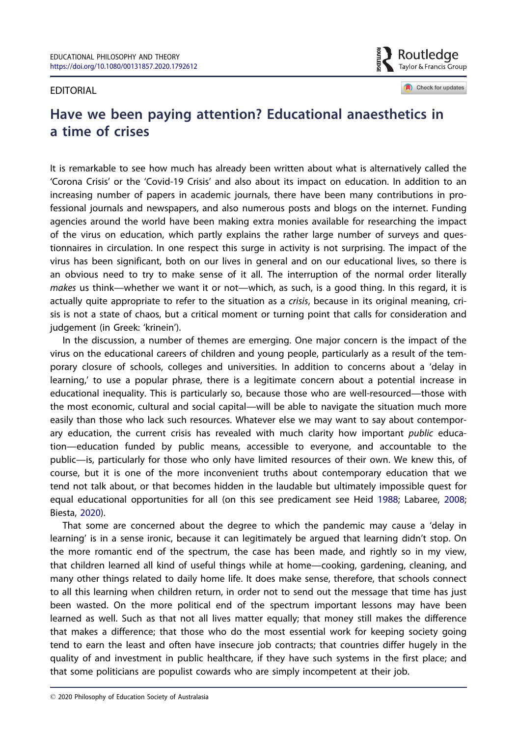EDITORIAL

# Have we been paying attention? Educational anaesthetics in a time of crises

It is remarkable to see how much has already been written about what is alternatively called the 'Corona Crisis' or the 'Covid-19 Crisis' and also about its impact on education. In addition to an increasing number of papers in academic journals, there have been many contributions in professional journals and newspapers, and also numerous posts and blogs on the internet. Funding agencies around the world have been making extra monies available for researching the impact of the virus on education, which partly explains the rather large number of surveys and questionnaires in circulation. In one respect this surge in activity is not surprising. The impact of the virus has been significant, both on our lives in general and on our educational lives, so there is an obvious need to try to make sense of it all. The interruption of the normal order literally *makes* us think—whether we want it or not—which, as such, is a good thing. In this regard, it is actually quite appropriate to refer to the situation as a *crisis*, because in its original meaning, crisis is not a state of chaos, but a critical moment or turning point that calls for consideration and judgement (in Greek: 'krinein').

In the discussion, a number of themes are emerging. One major concern is the impact of the virus on the educational careers of children and young people, particularly as a result of the temporary closure of schools, colleges and universities. In addition to concerns about a 'delay in learning,' to use a popular phrase, there is a legitimate concern about a potential increase in educational inequality. This is particularly so, because those who are well-resourced—those with the most economic, cultural and social capital—will be able to navigate the situation much more easily than those who lack such resources. Whatever else we may want to say about contemporary education, the current crisis has revealed with much clarity how important *public* education—education funded by public means, accessible to everyone, and accountable to the public—is, particularly for those who only have limited resources of their own. We knew this, of course, but it is one of the more inconvenient truths about contemporary education that we tend not talk about, or that becomes hidden in the laudable but ultimately impossible quest for equal educational opportunities for all (on this see predicament see Heid 1988; Labaree, 2008; Biesta, 2020).

That some are concerned about the degree to which the pandemic may cause a 'delay in learning' is in a sense ironic, because it can legitimately be argued that learning didn't stop. On the more romantic end of the spectrum, the case has been made, and rightly so in my view, that children learned all kind of useful things while at home—cooking, gardening, cleaning, and many other things related to daily home life. It does make sense, therefore, that schools connect to all this learning when children return, in order not to send out the message that time has just been wasted. On the more political end of the spectrum important lessons may have been learned as well. Such as that not all lives matter equally; that money still makes the difference that makes a difference; that those who do the most essential work for keeping society going tend to earn the least and often have insecure job contracts; that countries differ hugely in the quality of and investment in public healthcare, if they have such systems in the first place; and that some politicians are populist cowards who are simply incompetent at their job.

© 2020 Philosophy of Education Society of Australasia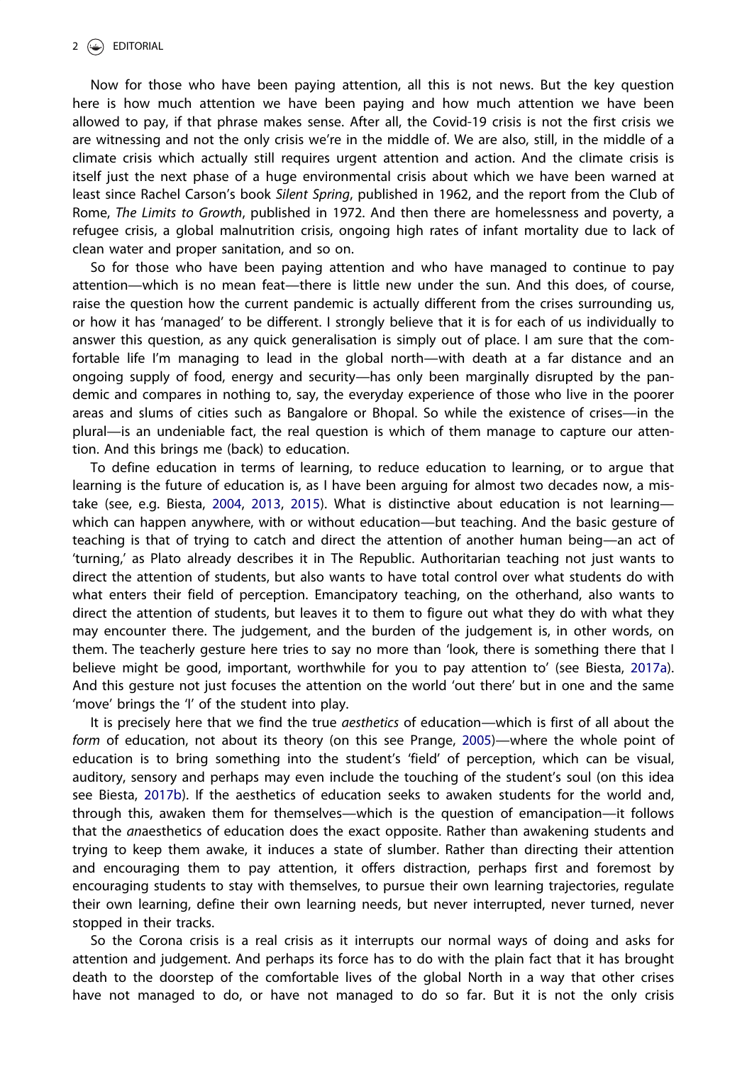Now for those who have been paying attention, all this is not news. But the key question here is how much attention we have been paying and how much attention we have been allowed to pay, if that phrase makes sense. After all, the Covid-19 crisis is not the first crisis we are witnessing and not the only crisis we're in the middle of. We are also, still, in the middle of a climate crisis which actually still requires urgent attention and action. And the climate crisis is itself just the next phase of a huge environmental crisis about which we have been warned at least since Rachel Carson's book *Silent Spring*, published in 1962, and the report from the Club of Rome, *The Limits to Growth*, published in 1972. And then there are homelessness and poverty, a refugee crisis, a global malnutrition crisis, ongoing high rates of infant mortality due to lack of clean water and proper sanitation, and so on.

So for those who have been paying attention and who have managed to continue to pay attention—which is no mean feat—there is little new under the sun. And this does, of course, raise the question how the current pandemic is actually different from the crises surrounding us, or how it has 'managed' to be different. I strongly believe that it is for each of us individually to answer this question, as any quick generalisation is simply out of place. I am sure that the comfortable life I'm managing to lead in the global north—with death at a far distance and an ongoing supply of food, energy and security—has only been marginally disrupted by the pandemic and compares in nothing to, say, the everyday experience of those who live in the poorer areas and slums of cities such as Bangalore or Bhopal. So while the existence of crises—in the plural—is an undeniable fact, the real question is which of them manage to capture our attention. And this brings me (back) to education.

To define education in terms of learning, to reduce education to learning, or to argue that learning is the future of education is, as I have been arguing for almost two decades now, a mistake (see, e.g. Biesta, 2004, 2013, 2015). What is distinctive about education is not learning—which can happen anywhere, with or without education—but teaching. And the basic gesture of teaching is that of trying to catch and direct the attention of another human being—an act of 'turning,' as Plato already describes it in The Republic. Authoritarian teaching not just wants to direct the attention of students, but also wants to have total control over what students do with what enters their field of perception. Emancipatory teaching, on the otherhand, also wants to direct the attention of students, but leaves it to them to figure out what they do with what they may encounter there. The judgement, and the burden of the judgement is, in other words, on them. The teacherly gesture here tries to say no more than 'look, there is something there that I believe might be good, important, worthwhile for you to pay attention to' (see Biesta, 2017a). And this gesture not just focuses the attention on the world 'out there' but in one and the same 'move' brings the 'I' of the student into play.

It is precisely here that we find the true *aesthetics* of education—which is first of all about the *form* of education, not about its theory (on this see Prange, 2005)—where the whole point of education is to bring something into the student's 'field' of perception, which can be visual, auditory, sensory and perhaps may even include the touching of the student's soul (on this idea see Biesta, 2017b). If the aesthetics of education seeks to awaken students for the world and, through this, awaken them for themselves—which is the question of emancipation—it follows that the *an*aesthetics of education does the exact opposite. Rather than awakening students and trying to keep them awake, it induces a state of slumber. Rather than directing their attention and encouraging them to pay attention, it offers distraction, perhaps first and foremost by encouraging students to stay with themselves, to pursue their own learning trajectories, regulate their own learning, define their own learning needs, but never interrupted, never turned, never stopped in their tracks.

So the Corona crisis is a real crisis as it interrupts our normal ways of doing and asks for attention and judgement. And perhaps its force has to do with the plain fact that it has brought death to the doorstep of the comfortable lives of the global North in a way that other crises have not managed to do, or have not managed to do so far. But it is not the only crisis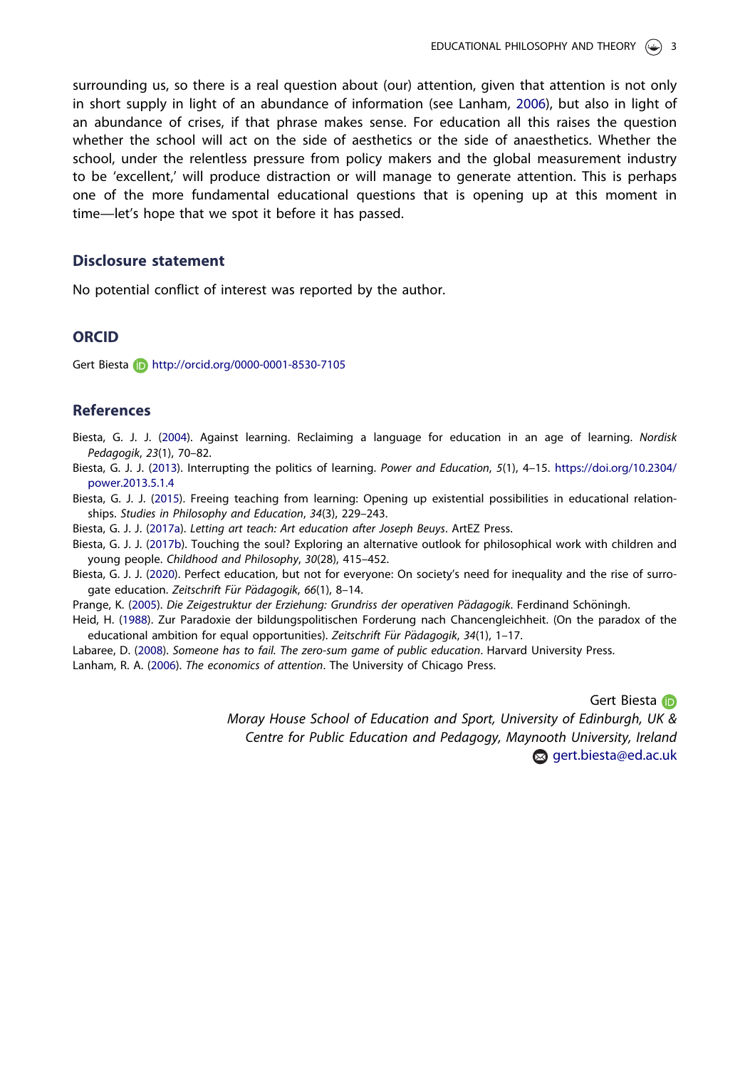surrounding us, so there is a real question about (our) attention, given that attention is not only in short supply in light of an abundance of information (see Lanham, 2006), but also in light of an abundance of crises, if that phrase makes sense. For education all this raises the question whether the school will act on the side of aesthetics or the side of anaesthetics. Whether the school, under the relentless pressure from policy makers and the global measurement industry to be 'excellent,' will produce distraction or will manage to generate attention. This is perhaps one of the more fundamental educational questions that is opening up at this moment in time—let's hope that we spot it before it has passed.

## Disclosure statement

No potential conflict of interest was reported by the author.

## ORCID

Gert Biesta http://orcid.org/0000-0001-8530-7105

## References

Biesta, G. J. J. (2004). Against learning. Reclaiming a language for education in an age of learning. *Nordisk Pedagogik*, *23*(1), 70–82.

Biesta, G. J. J. (2013). Interrupting the politics of learning. *Power and Education*, *5*(1), 4–15. https://doi.org/10.2304/power.2013.5.1.4

Biesta, G. J. J. (2015). Freeing teaching from learning: Opening up existential possibilities in educational relationships. *Studies in Philosophy and Education*, *34*(3), 229–243.

Biesta, G. J. J. (2017a). *Letting art teach: Art education after Joseph Beuys*. ArtEZ Press.

Biesta, G. J. J. (2017b). Touching the soul? Exploring an alternative outlook for philosophical work with children and young people. *Childhood and Philosophy*, *30*(28), 415–452.

Biesta, G. J. J. (2020). Perfect education, but not for everyone: On society's need for inequality and the rise of surrogate education. *Zeitschrift Für Pädagogik*, *66*(1), 8–14.

Prange, K. (2005). *Die Zeigestruktur der Erziehung: Grundriss der operativen Pädagogik*. Ferdinand Schöningh.

Heid, H. (1988). Zur Paradoxie der bildungspolitischen Forderung nach Chancengleichheit. (On the paradox of the educational ambition for equal opportunities). *Zeitschrift Für Pädagogik*, *34*(1), 1–17.

Labaree, D. (2008). *Someone has to fail. The zero-sum game of public education*. Harvard University Press.

Lanham, R. A. (2006). *The economics of attention*. The University of Chicago Press.

Gert Biesta
*Moray House School of Education and Sport, University of Edinburgh, UK & Centre for Public Education and Pedagogy, Maynooth University, Ireland*
gert.biesta@ed.ac.uk